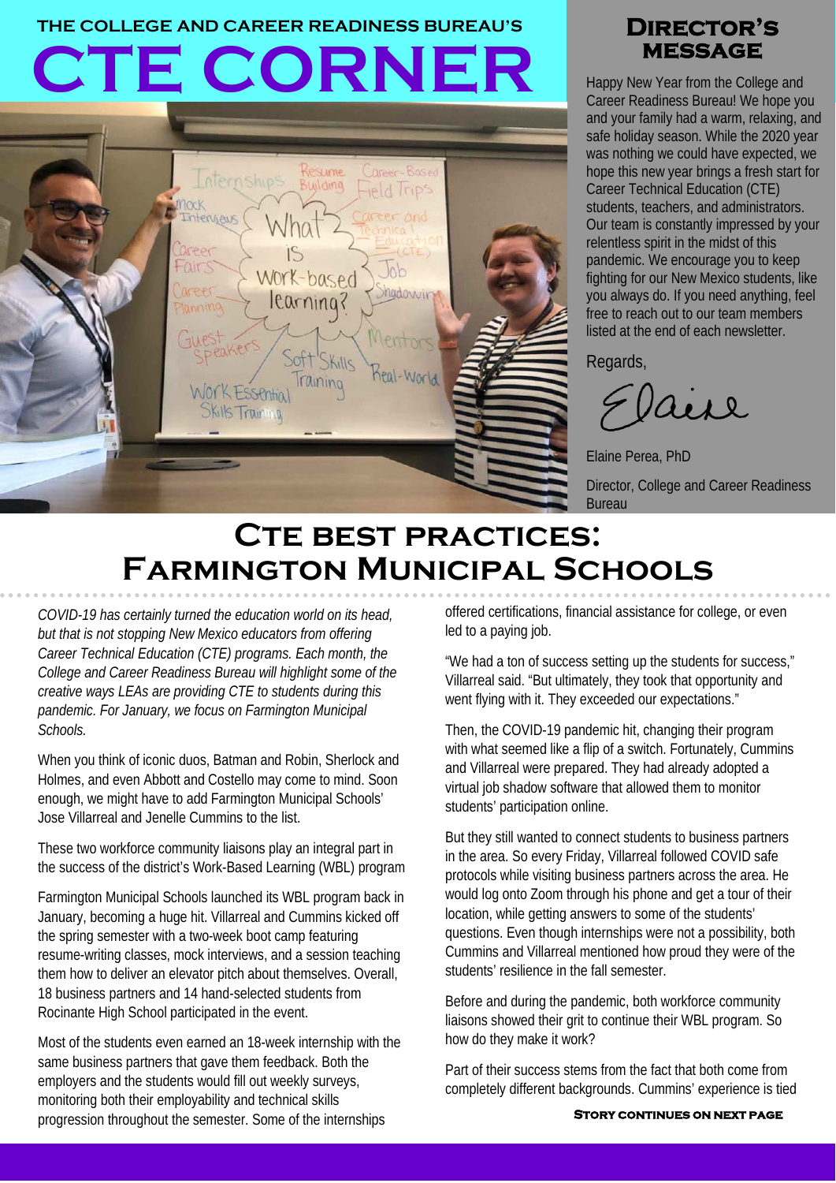THE COLLEGE AND CAREER READINESS BUREAU'S

# CTE CORNER

## Director's Message

Happy New Year from the College and Career Readiness Bureau! We hope you and your family had a warm, relaxing, and safe holiday season. While the 2020 year was nothing we could have expected, we hope this new year brings a fresh start for Career Technical Education (CTE) students, teachers, and administrators. Our team is constantly impressed by your relentless spirit in the midst of this pandemic. We encourage you to keep fighting for our New Mexico students, like you always do. If you need anything, feel free to reach out to our team members listed at the end of each newsletter.

Regards,

Elaine

Elaine Perea, PhD

Director, College and Career Readiness Bureau

## CTE best practices: Farmington Municipal Schools

*COVID-19 has certainly turned the education world on its head, but that is not stopping New Mexico educators from offering Career Technical Education (CTE) programs. Each month, the College and Career Readiness Bureau will highlight some of the creative ways LEAs are providing CTE to students during this pandemic. For January, we focus on Farmington Municipal Schools.*

When you think of iconic duos, Batman and Robin, Sherlock and Holmes, and even Abbott and Costello may come to mind. Soon enough, we might have to add Farmington Municipal Schools' Jose Villarreal and Jenelle Cummins to the list.

These two workforce community liaisons play an integral part in the success of the district's Work-Based Learning (WBL) program

Farmington Municipal Schools launched its WBL program back in January, becoming a huge hit. Villarreal and Cummins kicked off the spring semester with a two-week boot camp featuring resume-writing classes, mock interviews, and a session teaching them how to deliver an elevator pitch about themselves. Overall, 18 business partners and 14 hand-selected students from Rocinante High School participated in the event.

Most of the students even earned an 18-week internship with the same business partners that gave them feedback. Both the employers and the students would fill out weekly surveys, monitoring both their employability and technical skills progression throughout the semester. Some of the internships offered certifications, financial assistance for college, or even led to a paying job.

"We had a ton of success setting up the students for success," Villarreal said. "But ultimately, they took that opportunity and went flying with it. They exceeded our expectations."

Then, the COVID-19 pandemic hit, changing their program with what seemed like a flip of a switch. Fortunately, Cummins and Villarreal were prepared. They had already adopted a virtual job shadow software that allowed them to monitor students' participation online.

But they still wanted to connect students to business partners in the area. So every Friday, Villarreal followed COVID safe protocols while visiting business partners across the area. He would log onto Zoom through his phone and get a tour of their location, while getting answers to some of the students' questions. Even though internships were not a possibility, both Cummins and Villarreal mentioned how proud they were of the students' resilience in the fall semester.

Before and during the pandemic, both workforce community liaisons showed their grit to continue their WBL program. So how do they make it work?

Part of their success stems from the fact that both come from completely different backgrounds. Cummins' experience is tied

**Story continues on next page**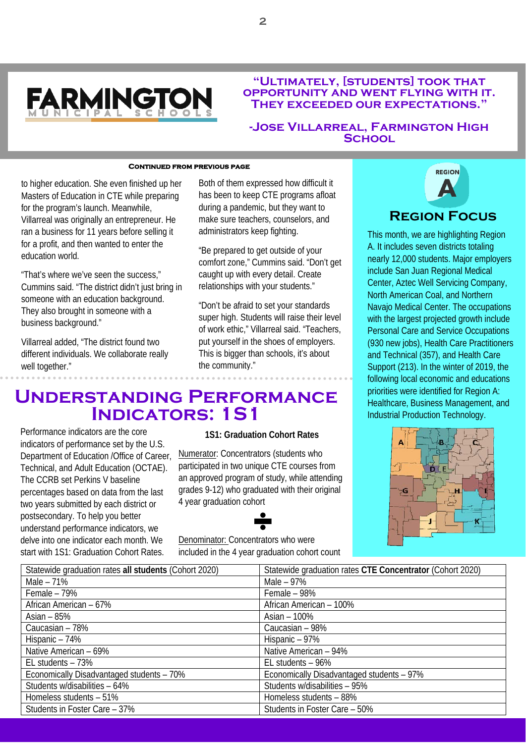**FARMINGTON MUNICIPAL SCHOOLS**

**"Ultimately, [students] took that opportunity and went flying with it. They exceeded our expectations."**

**-Jose Villarreal, Farmington High School**

**Continued from previous page**

to higher education. She even finished up her Masters of Education in CTE while preparing for the program's launch. Meanwhile, Villarreal was originally an entrepreneur. He ran a business for 11 years before selling it for a profit, and then wanted to enter the education world.

"That's where we've seen the success," Cummins said. "The district didn't just bring in someone with an education background. They also brought in someone with a business background."

Villarreal added, "The district found two different individuals. We collaborate really well together."

Both of them expressed how difficult it has been to keep CTE programs afloat during a pandemic, but they want to make sure teachers, counselors, and administrators keep fighting.

"Be prepared to get outside of your comfort zone," Cummins said. "Don't get caught up with every detail. Create relationships with your students."

"Don't be afraid to set your standards super high. Students will raise their level of work ethic," Villarreal said. "Teachers, put yourself in the shoes of employers. This is bigger than schools, it's about the community."

## Region Focus

This month, we are highlighting Region A. It includes seven districts totaling nearly 12,000 students. Major employers include San Juan Regional Medical Center, Aztec Well Servicing Company, North American Coal, and Northern Navajo Medical Center. The occupations with the largest projected growth include Personal Care and Service Occupations (930 new jobs), Health Care Practitioners and Technical (357), and Health Care Support (213). In the winter of 2019, the following local economic and educations priorities were identified for Region A: Healthcare, Business Management, and Industrial Production Technology.

# Understanding Performance Indicators: 1S1

Performance indicators are the core indicators of performance set by the U.S. Department of Education /Office of Career, Technical, and Adult Education (OCTAE). The CCRB set Perkins V baseline percentages based on data from the last two years submitted by each district or postsecondary. To help you better understand performance indicators, we delve into one indicator each month. We start with 1S1: Graduation Cohort Rates.

**1S1: Graduation Cohort Rates**

Numerator: Concentrators (students who participated in two unique CTE courses from an approved program of study, while attending grades 9-12) who graduated with their original 4 year graduation cohort

÷

Denominator: Concentrators who were included in the 4 year graduation cohort count

| Statewide graduation rates **all students** (Cohort 2020) | Statewide graduation rates **CTE Concentrator** (Cohort 2020) |
|---|---|
| Male – 71% | Male – 97% |
| Female – 79% | Female – 98% |
| African American – 67% | African American – 100% |
| Asian – 85% | Asian – 100% |
| Caucasian – 78% | Caucasian – 98% |
| Hispanic – 74% | Hispanic – 97% |
| Native American – 69% | Native American – 94% |
| EL students – 73% | EL students – 96% |
| Economically Disadvantaged students – 70% | Economically Disadvantaged students – 97% |
| Students w/disabilities – 64% | Students w/disabilities – 95% |
| Homeless students – 51% | Homeless students – 88% |
| Students in Foster Care – 37% | Students in Foster Care – 50% |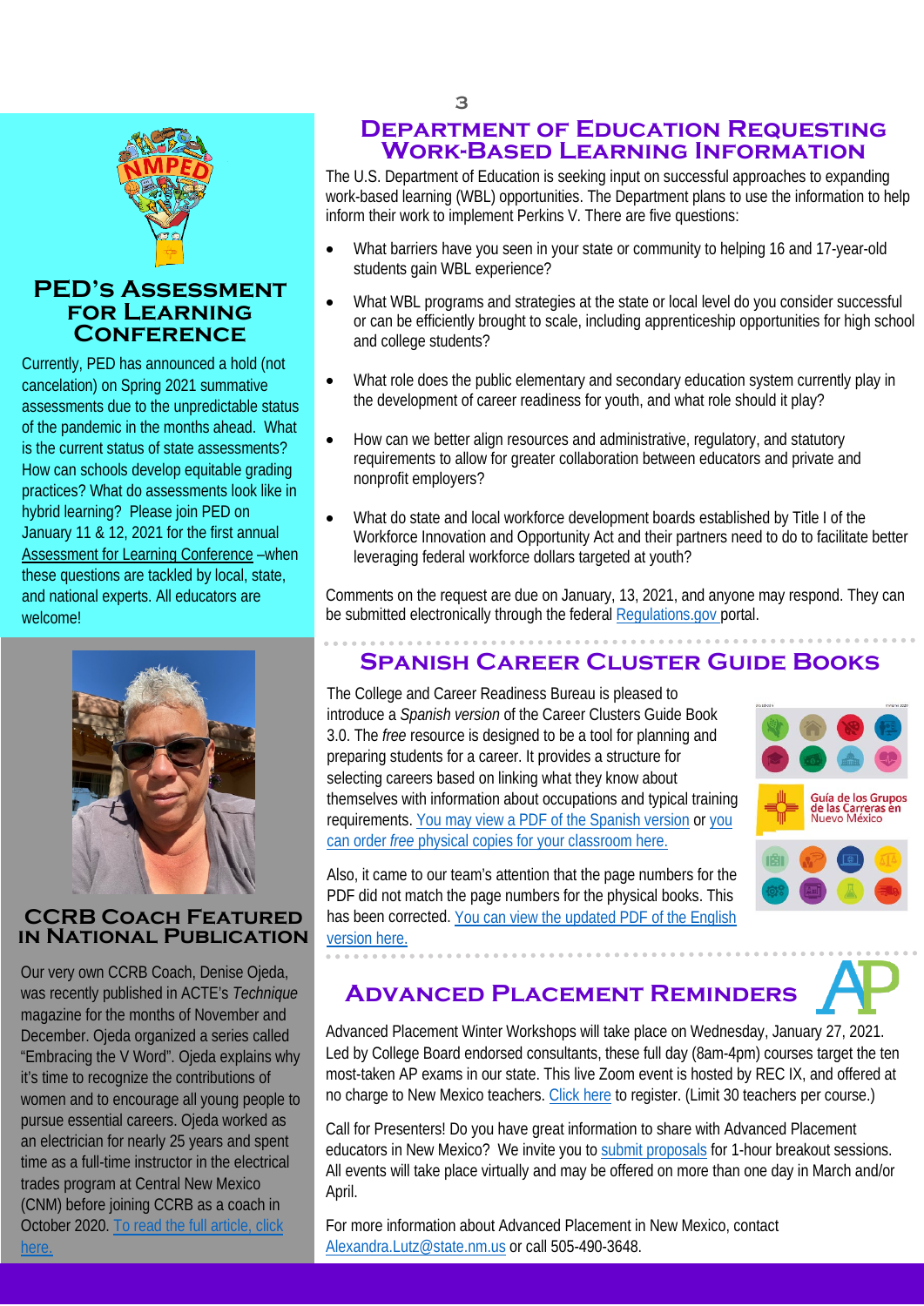## PED's Assessment for Learning Conference

Currently, PED has announced a hold (not cancelation) on Spring 2021 summative assessments due to the unpredictable status of the pandemic in the months ahead. What is the current status of state assessments? How can schools develop equitable grading practices? What do assessments look like in hybrid learning? Please join PED on January 11 & 12, 2021 for the first annual Assessment for Learning Conference –when these questions are tackled by local, state, and national experts. All educators are welcome!

## CCRB Coach Featured in National Publication

Our very own CCRB Coach, Denise Ojeda, was recently published in ACTE's *Technique* magazine for the months of November and December. Ojeda organized a series called "Embracing the V Word". Ojeda explains why it's time to recognize the contributions of women and to encourage all young people to pursue essential careers. Ojeda worked as an electrician for nearly 25 years and spent time as a full-time instructor in the electrical trades program at Central New Mexico (CNM) before joining CCRB as a coach in October 2020. To read the full article, click here.

## Department of Education Requesting Work-Based Learning Information

The U.S. Department of Education is seeking input on successful approaches to expanding work-based learning (WBL) opportunities. The Department plans to use the information to help inform their work to implement Perkins V. There are five questions:

- What barriers have you seen in your state or community to helping 16 and 17-year-old students gain WBL experience?
- What WBL programs and strategies at the state or local level do you consider successful or can be efficiently brought to scale, including apprenticeship opportunities for high school and college students?
- What role does the public elementary and secondary education system currently play in the development of career readiness for youth, and what role should it play?
- How can we better align resources and administrative, regulatory, and statutory requirements to allow for greater collaboration between educators and private and nonprofit employers?
- What do state and local workforce development boards established by Title I of the Workforce Innovation and Opportunity Act and their partners need to do to facilitate better leveraging federal workforce dollars targeted at youth?

Comments on the request are due on January, 13, 2021, and anyone may respond. They can be submitted electronically through the federal Regulations.gov portal.

## Spanish Career Cluster Guide Books

The College and Career Readiness Bureau is pleased to introduce a *Spanish version* of the Career Clusters Guide Book 3.0. The *free* resource is designed to be a tool for planning and preparing students for a career. It provides a structure for selecting careers based on linking what they know about themselves with information about occupations and typical training requirements. You may view a PDF of the Spanish version or you can order *free* physical copies for your classroom here.

Also, it came to our team's attention that the page numbers for the PDF did not match the page numbers for the physical books. This has been corrected. You can view the updated PDF of the English version here.

## Advanced Placement Reminders

Advanced Placement Winter Workshops will take place on Wednesday, January 27, 2021. Led by College Board endorsed consultants, these full day (8am-4pm) courses target the ten most-taken AP exams in our state. This live Zoom event is hosted by REC IX, and offered at no charge to New Mexico teachers. Click here to register. (Limit 30 teachers per course.)

Call for Presenters! Do you have great information to share with Advanced Placement educators in New Mexico? We invite you to submit proposals for 1-hour breakout sessions. All events will take place virtually and may be offered on more than one day in March and/or April.

For more information about Advanced Placement in New Mexico, contact Alexandra.Lutz@state.nm.us or call 505-490-3648.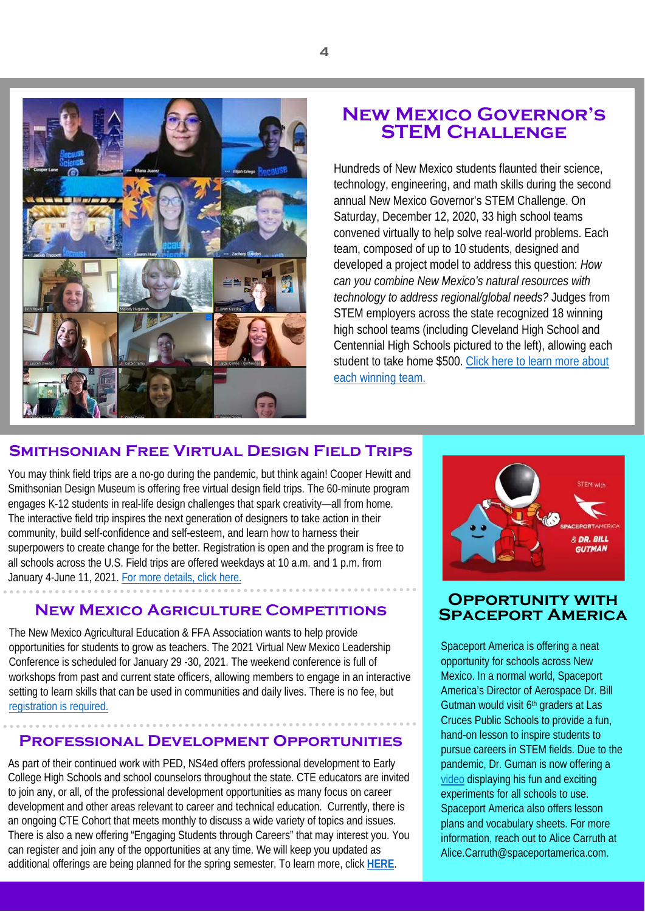## New Mexico Governor's STEM Challenge

Hundreds of New Mexico students flaunted their science, technology, engineering, and math skills during the second annual New Mexico Governor's STEM Challenge. On Saturday, December 12, 2020, 33 high school teams convened virtually to help solve real-world problems. Each team, composed of up to 10 students, designed and developed a project model to address this question: *How can you combine New Mexico's natural resources with technology to address regional/global needs?* Judges from STEM employers across the state recognized 18 winning high school teams (including Cleveland High School and Centennial High Schools pictured to the left), allowing each student to take home $500. Click here to learn more about each winning team.

## Smithsonian Free Virtual Design Field Trips

You may think field trips are a no-go during the pandemic, but think again! Cooper Hewitt and Smithsonian Design Museum is offering free virtual design field trips. The 60-minute program engages K-12 students in real-life design challenges that spark creativity—all from home. The interactive field trip inspires the next generation of designers to take action in their community, build self-confidence and self-esteem, and learn how to harness their superpowers to create change for the better. Registration is open and the program is free to all schools across the U.S. Field trips are offered weekdays at 10 a.m. and 1 p.m. from January 4-June 11, 2021. For more details, click here.

## New Mexico Agriculture Competitions

The New Mexico Agricultural Education & FFA Association wants to help provide opportunities for students to grow as teachers. The 2021 Virtual New Mexico Leadership Conference is scheduled for January 29 -30, 2021. The weekend conference is full of workshops from past and current state officers, allowing members to engage in an interactive setting to learn skills that can be used in communities and daily lives. There is no fee, but registration is required.

## Professional Development Opportunities

As part of their continued work with PED, NS4ed offers professional development to Early College High Schools and school counselors throughout the state. CTE educators are invited to join any, or all, of the professional development opportunities as many focus on career development and other areas relevant to career and technical education. Currently, there is an ongoing CTE Cohort that meets monthly to discuss a wide variety of topics and issues. There is also a new offering "Engaging Students through Careers" that may interest you. You can register and join any of the opportunities at any time. We will keep you updated as additional offerings are being planned for the spring semester. To learn more, click **HERE**.

## Opportunity with Spaceport America

Spaceport America is offering a neat opportunity for schools across New Mexico. In a normal world, Spaceport America's Director of Aerospace Dr. Bill Gutman would visit 6th graders at Las Cruces Public Schools to provide a fun, hand-on lesson to inspire students to pursue careers in STEM fields. Due to the pandemic, Dr. Guman is now offering a video displaying his fun and exciting experiments for all schools to use. Spaceport America also offers lesson plans and vocabulary sheets. For more information, reach out to Alice Carruth at Alice.Carruth@spaceportamerica.com.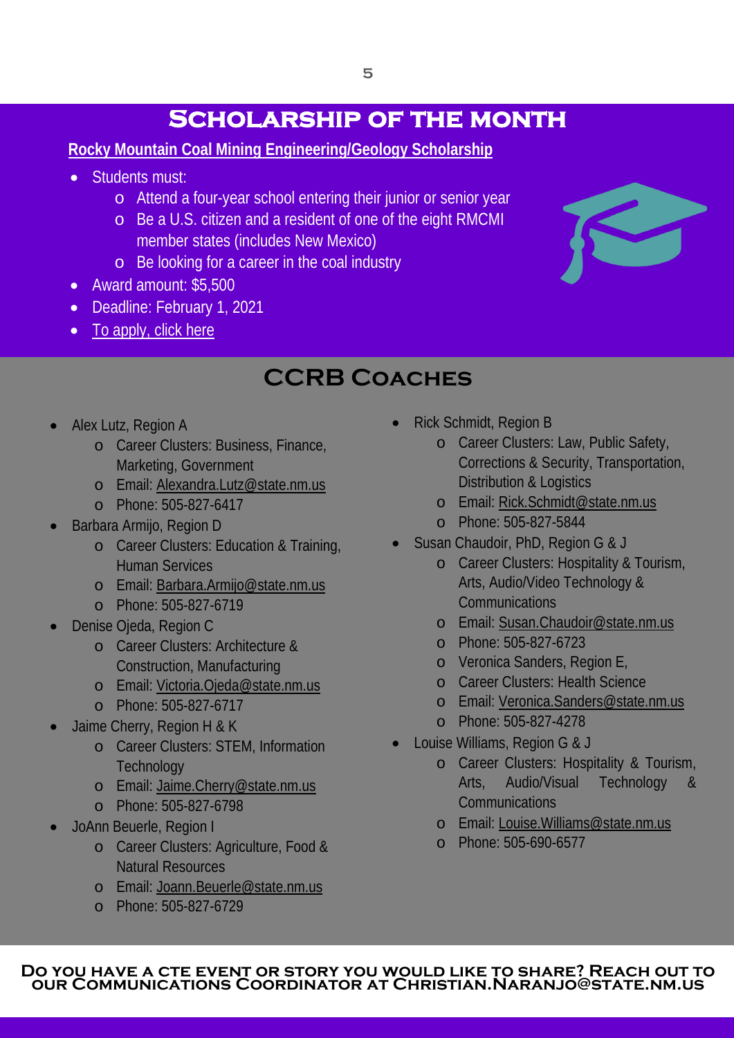## Scholarship of the Month

**Rocky Mountain Coal Mining Engineering/Geology Scholarship**

- Students must:
  - Attend a four-year school entering their junior or senior year
  - Be a U.S. citizen and a resident of one of the eight RMCMI member states (includes New Mexico)
  - Be looking for a career in the coal industry
- Award amount: $5,500
- Deadline: February 1, 2021
- To apply, click here

## CCRB Coaches

- Alex Lutz, Region A
  - Career Clusters: Business, Finance, Marketing, Government
  - Email: Alexandra.Lutz@state.nm.us
  - Phone: 505-827-6417
- Barbara Armijo, Region D
  - Career Clusters: Education & Training, Human Services
  - Email: Barbara.Armijo@state.nm.us
  - Phone: 505-827-6719
- Denise Ojeda, Region C
  - Career Clusters: Architecture & Construction, Manufacturing
  - Email: Victoria.Ojeda@state.nm.us
  - Phone: 505-827-6717
- Jaime Cherry, Region H & K
  - Career Clusters: STEM, Information Technology
  - Email: Jaime.Cherry@state.nm.us
  - Phone: 505-827-6798
- JoAnn Beuerle, Region I
  - Career Clusters: Agriculture, Food & Natural Resources
  - Email: Joann.Beuerle@state.nm.us
  - Phone: 505-827-6729
- Rick Schmidt, Region B
  - Career Clusters: Law, Public Safety, Corrections & Security, Transportation, Distribution & Logistics
  - Email: Rick.Schmidt@state.nm.us
  - Phone: 505-827-5844
- Susan Chaudoir, PhD, Region G & J
  - Career Clusters: Hospitality & Tourism, Arts, Audio/Video Technology & Communications
  - Email: Susan.Chaudoir@state.nm.us
  - Phone: 505-827-6723
  - Veronica Sanders, Region E,
  - Career Clusters: Health Science
  - Email: Veronica.Sanders@state.nm.us
  - Phone: 505-827-4278
- Louise Williams, Region G & J
  - Career Clusters: Hospitality & Tourism, Arts, Audio/Visual Technology & Communications
  - Email: Louise.Williams@state.nm.us
  - Phone: 505-690-6577

**Do you have a CTE event or story you would like to share? Reach out to our Communications Coordinator at Christian.Naranjo@state.nm.us**